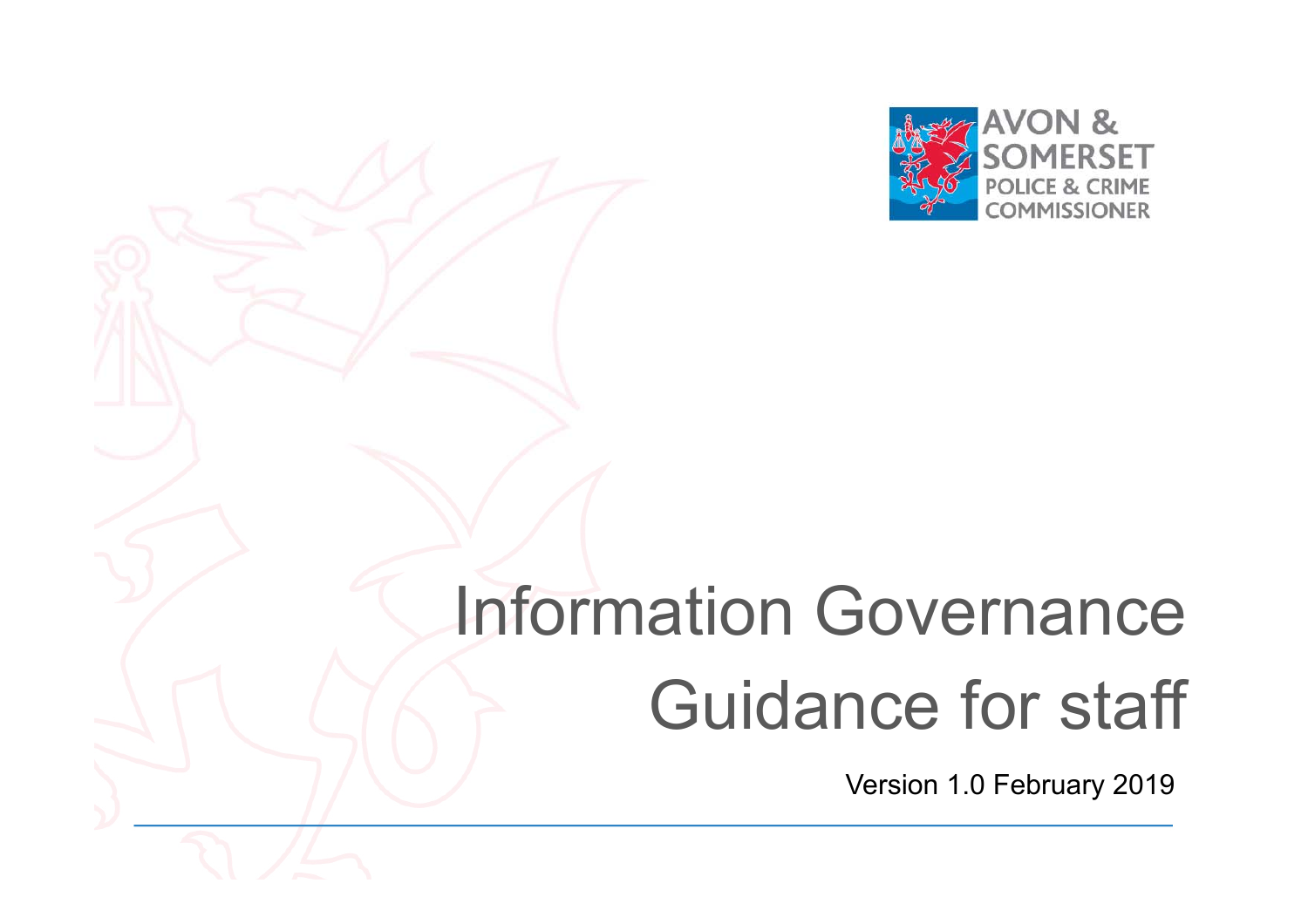AVON & SOMERSET POLICE & CRIME COMMISSIONER

# Information Governance Guidance for staff

Version 1.0 February 2019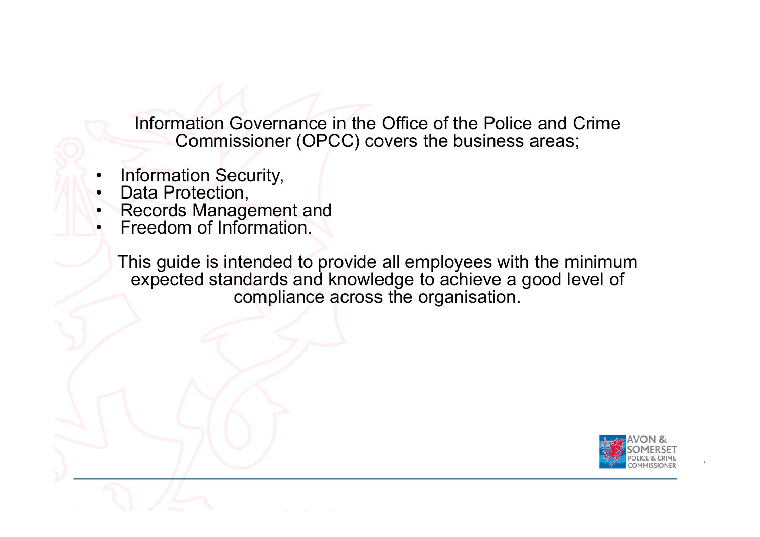Information Governance in the Office of the Police and Crime Commissioner (OPCC) covers the business areas;

- Information Security,
- Data Protection,
- Records Management and
- Freedom of Information.

This guide is intended to provide all employees with the minimum expected standards and knowledge to achieve a good level of compliance across the organisation.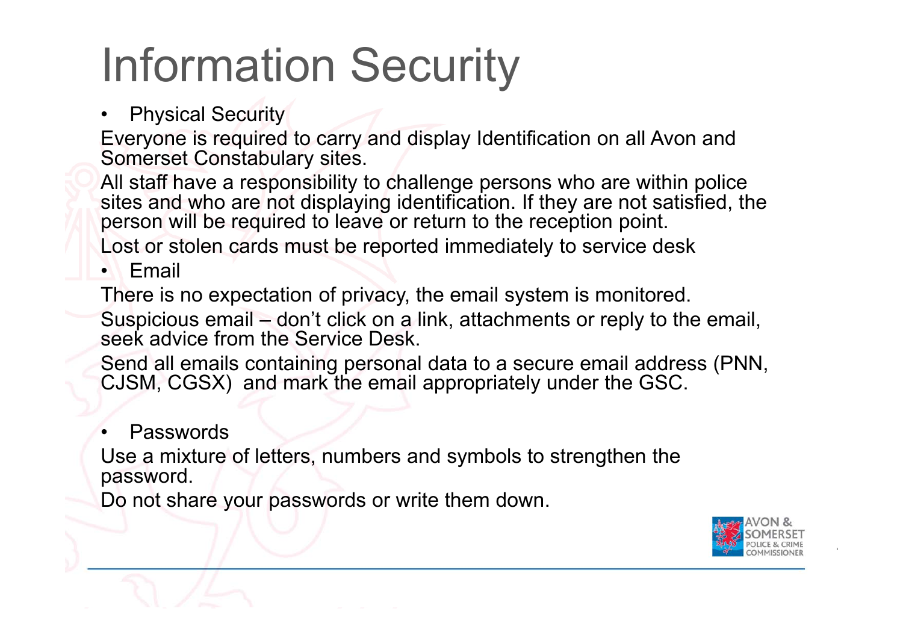# Information Security

- Physical Security

Everyone is required to carry and display Identification on all Avon and Somerset Constabulary sites.

All staff have a responsibility to challenge persons who are within police sites and who are not displaying identification. If they are not satisfied, the person will be required to leave or return to the reception point.

Lost or stolen cards must be reported immediately to service desk

- Email

There is no expectation of privacy, the email system is monitored.

Suspicious email – don't click on a link, attachments or reply to the email, seek advice from the Service Desk.

Send all emails containing personal data to a secure email address (PNN, CJSM, CGSX) and mark the email appropriately under the GSC.

- Passwords

Use a mixture of letters, numbers and symbols to strengthen the password.

Do not share your passwords or write them down.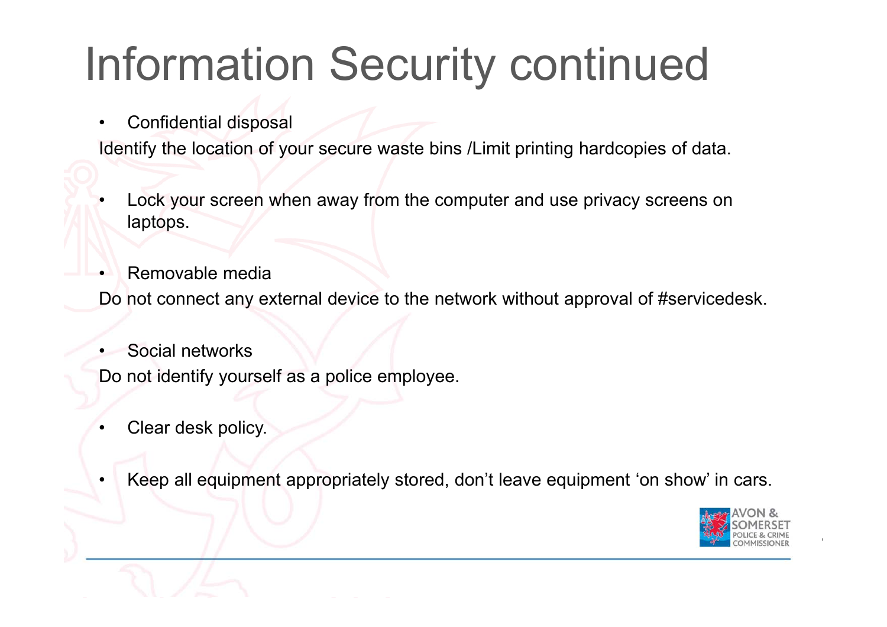# Information Security continued

- Confidential disposal

Identify the location of your secure waste bins /Limit printing hardcopies of data.

- Lock your screen when away from the computer and use privacy screens on laptops.

- Removable media

Do not connect any external device to the network without approval of #servicedesk.

- Social networks

Do not identify yourself as a police employee.

- Clear desk policy.

- Keep all equipment appropriately stored, don't leave equipment 'on show' in cars.

AVON & SOMERSET POLICE & CRIME COMMISSIONER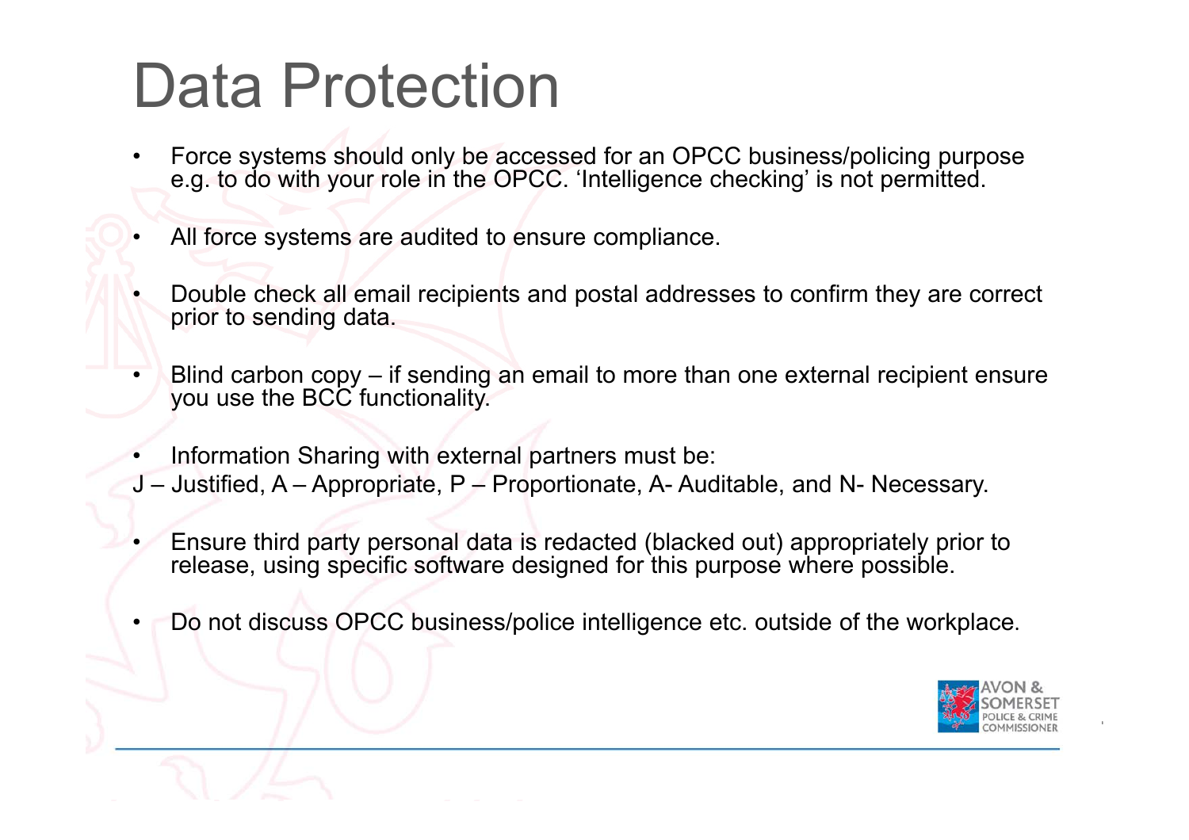# Data Protection

- Force systems should only be accessed for an OPCC business/policing purpose e.g. to do with your role in the OPCC. 'Intelligence checking' is not permitted.

- All force systems are audited to ensure compliance.

- Double check all email recipients and postal addresses to confirm they are correct prior to sending data.

- Blind carbon copy – if sending an email to more than one external recipient ensure you use the BCC functionality.

- Information Sharing with external partners must be:

J – Justified, A – Appropriate, P – Proportionate, A- Auditable, and N- Necessary.

- Ensure third party personal data is redacted (blacked out) appropriately prior to release, using specific software designed for this purpose where possible.

- Do not discuss OPCC business/police intelligence etc. outside of the workplace.

AVON & SOMERSET POLICE & CRIME COMMISSIONER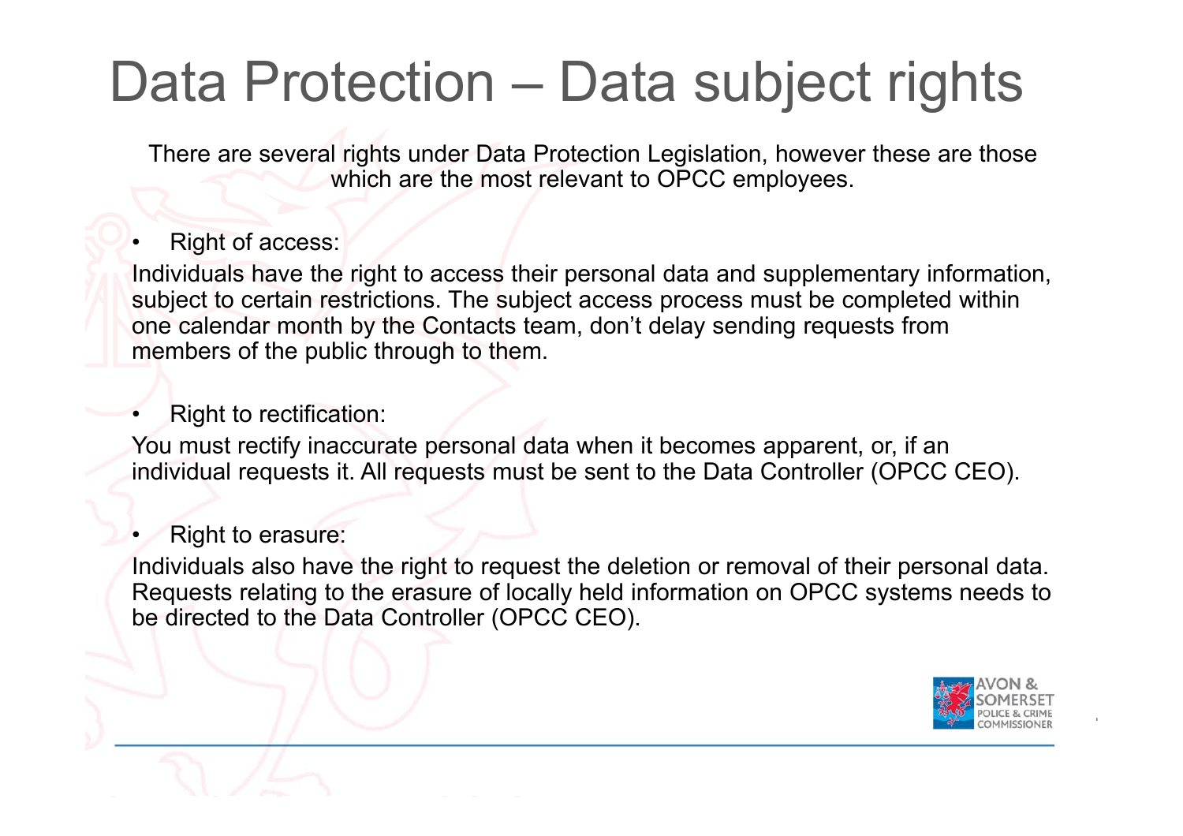# Data Protection – Data subject rights

There are several rights under Data Protection Legislation, however these are those which are the most relevant to OPCC employees.

- Right of access:

Individuals have the right to access their personal data and supplementary information, subject to certain restrictions. The subject access process must be completed within one calendar month by the Contacts team, don't delay sending requests from members of the public through to them.

- Right to rectification:

You must rectify inaccurate personal data when it becomes apparent, or, if an individual requests it. All requests must be sent to the Data Controller (OPCC CEO).

- Right to erasure:

Individuals also have the right to request the deletion or removal of their personal data. Requests relating to the erasure of locally held information on OPCC systems needs to be directed to the Data Controller (OPCC CEO).

AVON & SOMERSET POLICE & CRIME COMMISSIONER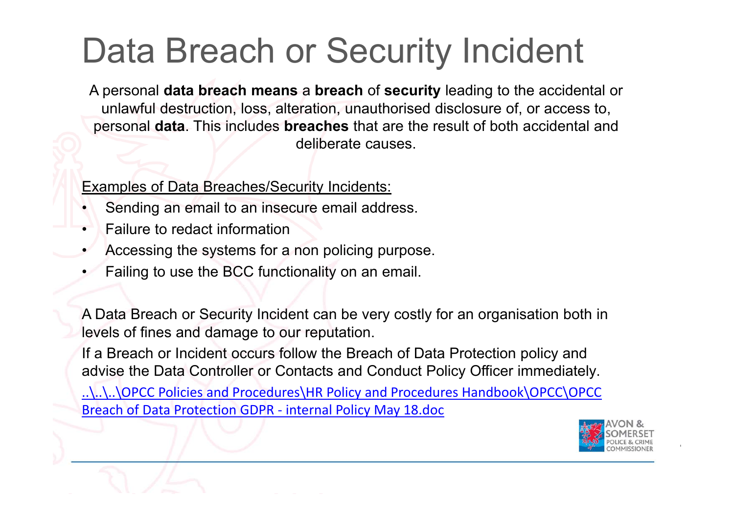# Data Breach or Security Incident

A personal **data breach means** a **breach** of **security** leading to the accidental or unlawful destruction, loss, alteration, unauthorised disclosure of, or access to, personal **data**. This includes **breaches** that are the result of both accidental and deliberate causes.

Examples of Data Breaches/Security Incidents:

- Sending an email to an insecure email address.
- Failure to redact information
- Accessing the systems for a non policing purpose.
- Failing to use the BCC functionality on an email.

A Data Breach or Security Incident can be very costly for an organisation both in levels of fines and damage to our reputation.

If a Breach or Incident occurs follow the Breach of Data Protection policy and advise the Data Controller or Contacts and Conduct Policy Officer immediately.

..\..\..\OPCC Policies and Procedures\HR Policy and Procedures Handbook\OPCC\OPCC Breach of Data Protection GDPR - internal Policy May 18.doc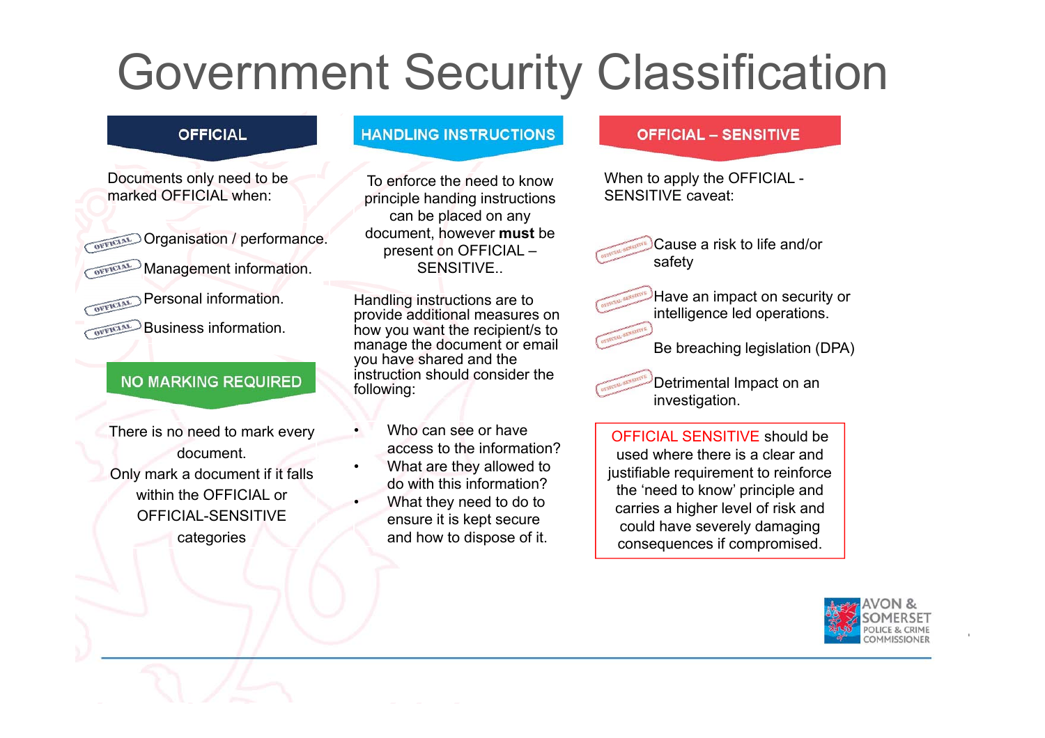# Government Security Classification

## OFFICIAL

Documents only need to be marked OFFICIAL when:

- Organisation / performance.
- Management information.
- Personal information.
- Business information.

## NO MARKING REQUIRED

There is no need to mark every document.
Only mark a document if it falls within the OFFICIAL or OFFICIAL-SENSITIVE categories

## HANDLING INSTRUCTIONS

To enforce the need to know principle handing instructions can be placed on any document, however **must** be present on OFFICIAL – SENSITIVE..

Handling instructions are to provide additional measures on how you want the recipient/s to manage the document or email you have shared and the instruction should consider the following:

- Who can see or have access to the information?
- What are they allowed to do with this information?
- What they need to do to ensure it is kept secure and how to dispose of it.

## OFFICIAL – SENSITIVE

When to apply the OFFICIAL - SENSITIVE caveat:

- Cause a risk to life and/or safety
- Have an impact on security or intelligence led operations.
- Be breaching legislation (DPA)
- Detrimental Impact on an investigation.

OFFICIAL SENSITIVE should be used where there is a clear and justifiable requirement to reinforce the 'need to know' principle and carries a higher level of risk and could have severely damaging consequences if compromised.

AVON & SOMERSET POLICE & CRIME COMMISSIONER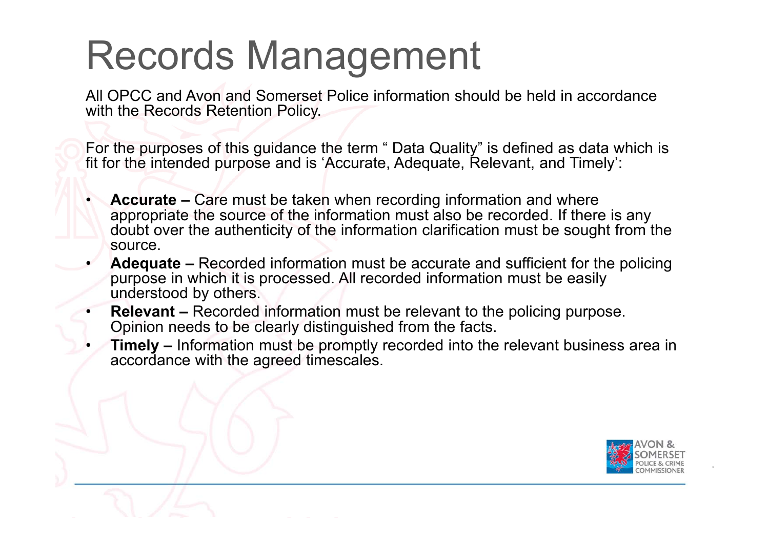# Records Management

All OPCC and Avon and Somerset Police information should be held in accordance with the Records Retention Policy.

For the purposes of this guidance the term " Data Quality" is defined as data which is fit for the intended purpose and is 'Accurate, Adequate, Relevant, and Timely':

- **Accurate –** Care must be taken when recording information and where appropriate the source of the information must also be recorded. If there is any doubt over the authenticity of the information clarification must be sought from the source.
- **Adequate –** Recorded information must be accurate and sufficient for the policing purpose in which it is processed. All recorded information must be easily understood by others.
- **Relevant –** Recorded information must be relevant to the policing purpose. Opinion needs to be clearly distinguished from the facts.
- **Timely –** Information must be promptly recorded into the relevant business area in accordance with the agreed timescales.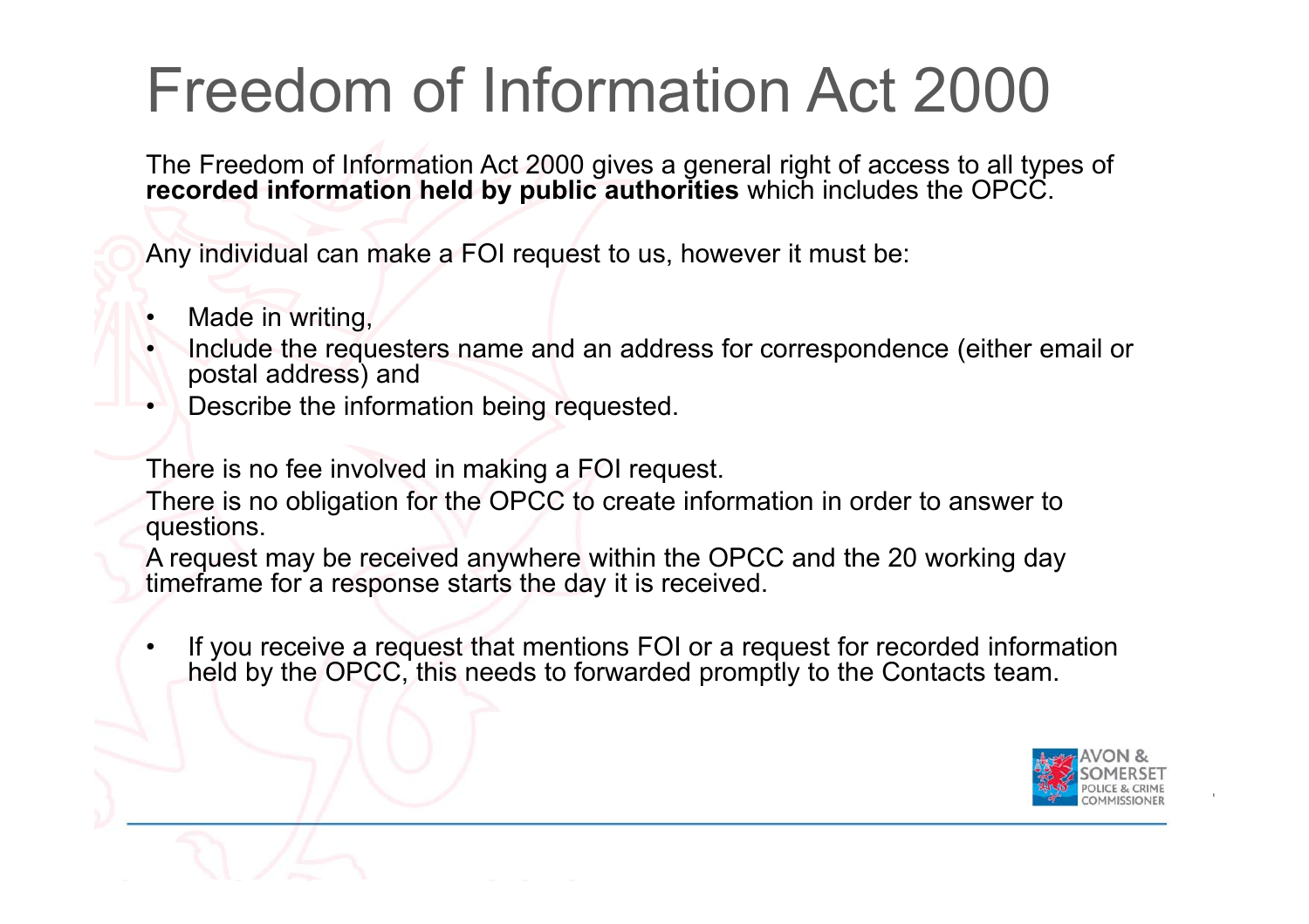# Freedom of Information Act 2000

The Freedom of Information Act 2000 gives a general right of access to all types of **recorded information held by public authorities** which includes the OPCC.

Any individual can make a FOI request to us, however it must be:

- Made in writing,
- Include the requesters name and an address for correspondence (either email or postal address) and
- Describe the information being requested.

There is no fee involved in making a FOI request.

There is no obligation for the OPCC to create information in order to answer to questions.

A request may be received anywhere within the OPCC and the 20 working day timeframe for a response starts the day it is received.

- If you receive a request that mentions FOI or a request for recorded information held by the OPCC, this needs to forwarded promptly to the Contacts team.

AVON & SOMERSET POLICE & CRIME COMMISSIONER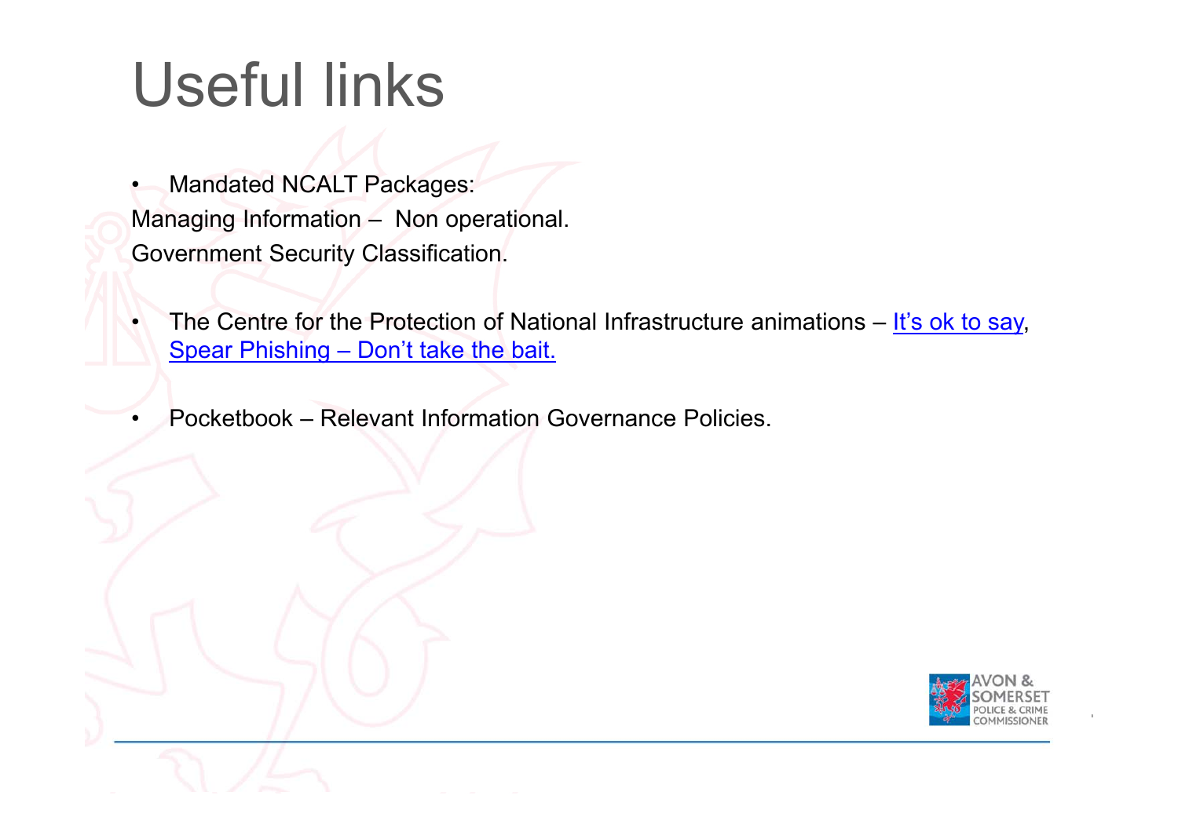# Useful links

- Mandated NCALT Packages:

Managing Information – Non operational.
Government Security Classification.

- The Centre for the Protection of National Infrastructure animations – It's ok to say, Spear Phishing – Don't take the bait.

- Pocketbook – Relevant Information Governance Policies.

AVON & SOMERSET POLICE & CRIME COMMISSIONER